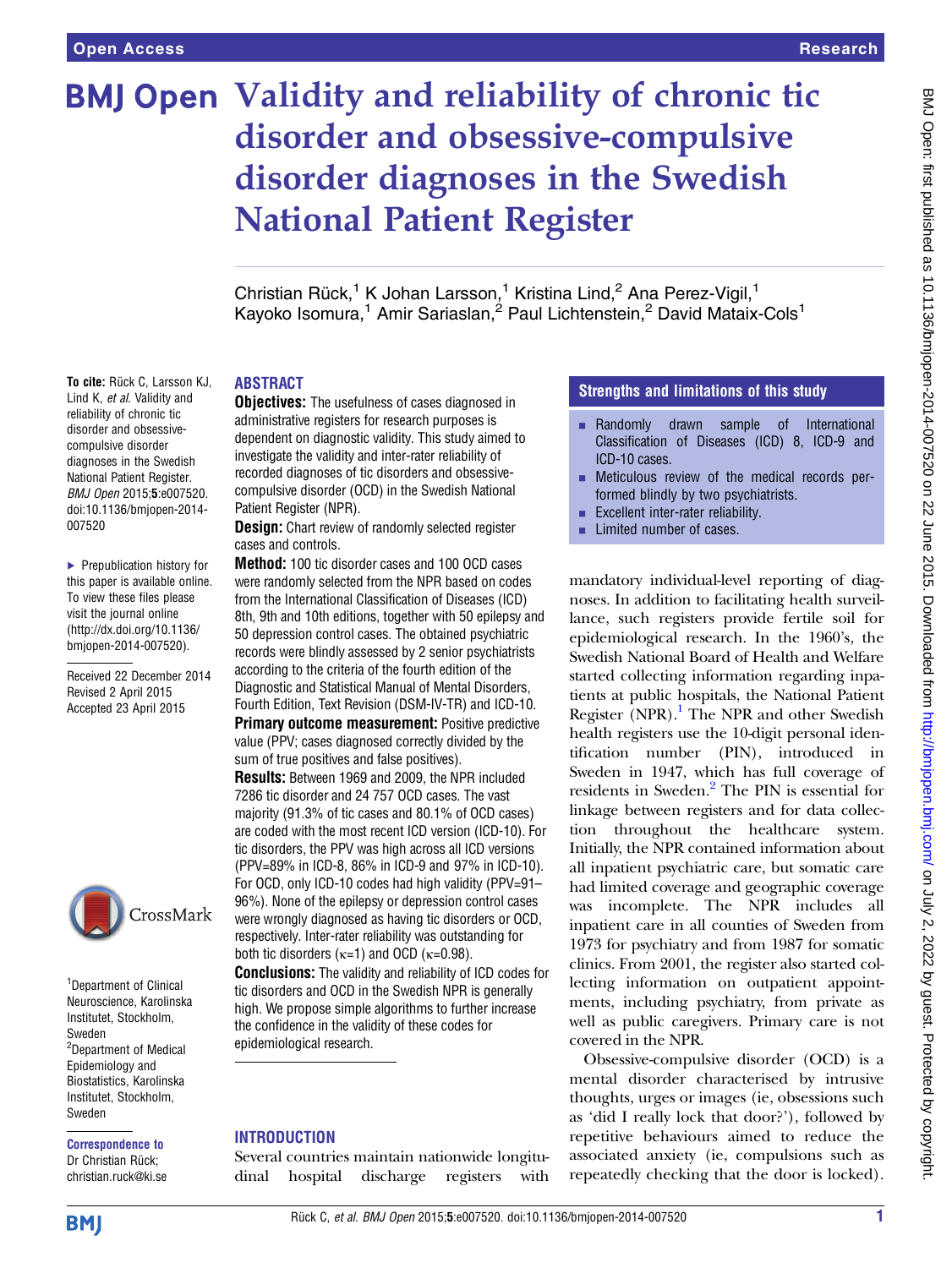Open Access

Research

# Validity and reliability of chronic tic disorder and obsessive-compulsive disorder diagnoses in the Swedish National Patient Register

Christian Rück,[1] K Johan Larsson,[1] Kristina Lind,[2] Ana Perez-Vigil,[1] Kayoko Isomura,[1] Amir Sariaslan,[2] Paul Lichtenstein,[2] David Mataix-Cols[1]

**To cite:** Rück C, Larsson KJ, Lind K, *et al*. Validity and reliability of chronic tic disorder and obsessive-compulsive disorder diagnoses in the Swedish National Patient Register. *BMJ Open* 2015;**5**:e007520. doi:10.1136/bmjopen-2014-007520

▸ Prepublication history for this paper is available online. To view these files please visit the journal online (http://dx.doi.org/10.1136/bmjopen-2014-007520).

Received 22 December 2014
Revised 2 April 2015
Accepted 23 April 2015

[1]Department of Clinical Neuroscience, Karolinska Institutet, Stockholm, Sweden
[2]Department of Medical Epidemiology and Biostatistics, Karolinska Institutet, Stockholm, Sweden

**Correspondence to**
Dr Christian Rück;
christian.ruck@ki.se

## ABSTRACT

**Objectives:** The usefulness of cases diagnosed in administrative registers for research purposes is dependent on diagnostic validity. This study aimed to investigate the validity and inter-rater reliability of recorded diagnoses of tic disorders and obsessive-compulsive disorder (OCD) in the Swedish National Patient Register (NPR).

**Design:** Chart review of randomly selected register cases and controls.

**Method:** 100 tic disorder cases and 100 OCD cases were randomly selected from the NPR based on codes from the International Classification of Diseases (ICD) 8th, 9th and 10th editions, together with 50 epilepsy and 50 depression control cases. The obtained psychiatric records were blindly assessed by 2 senior psychiatrists according to the criteria of the fourth edition of the Diagnostic and Statistical Manual of Mental Disorders, Fourth Edition, Text Revision (DSM-IV-TR) and ICD-10.

**Primary outcome measurement:** Positive predictive value (PPV; cases diagnosed correctly divided by the sum of true positives and false positives).

**Results:** Between 1969 and 2009, the NPR included 7286 tic disorder and 24 757 OCD cases. The vast majority (91.3% of tic cases and 80.1% of OCD cases) are coded with the most recent ICD version (ICD-10). For tic disorders, the PPV was high across all ICD versions (PPV=89% in ICD-8, 86% in ICD-9 and 97% in ICD-10). For OCD, only ICD-10 codes had high validity (PPV=91–96%). None of the epilepsy or depression control cases were wrongly diagnosed as having tic disorders or OCD, respectively. Inter-rater reliability was outstanding for both tic disorders (κ=1) and OCD (κ=0.98).

**Conclusions:** The validity and reliability of ICD codes for tic disorders and OCD in the Swedish NPR is generally high. We propose simple algorithms to further increase the confidence in the validity of these codes for epidemiological research.

## Strengths and limitations of this study

- Randomly drawn sample of International Classification of Diseases (ICD) 8, ICD-9 and ICD-10 cases.
- Meticulous review of the medical records performed blindly by two psychiatrists.
- Excellent inter-rater reliability.
- Limited number of cases.

## INTRODUCTION

Several countries maintain nationwide longitudinal hospital discharge registers with mandatory individual-level reporting of diagnoses. In addition to facilitating health surveillance, such registers provide fertile soil for epidemiological research. In the 1960's, the Swedish National Board of Health and Welfare started collecting information regarding inpatients at public hospitals, the National Patient Register (NPR).[1] The NPR and other Swedish health registers use the 10-digit personal identification number (PIN), introduced in Sweden in 1947, which has full coverage of residents in Sweden.[2] The PIN is essential for linkage between registers and for data collection throughout the healthcare system. Initially, the NPR contained information about all inpatient psychiatric care, but somatic care had limited coverage and geographic coverage was incomplete. The NPR includes all inpatient care in all counties of Sweden from 1973 for psychiatry and from 1987 for somatic clinics. From 2001, the register also started collecting information on outpatient appointments, including psychiatry, from private as well as public caregivers. Primary care is not covered in the NPR.

Obsessive-compulsive disorder (OCD) is a mental disorder characterised by intrusive thoughts, urges or images (ie, obsessions such as 'did I really lock that door?'), followed by repetitive behaviours aimed to reduce the associated anxiety (ie, compulsions such as repeatedly checking that the door is locked).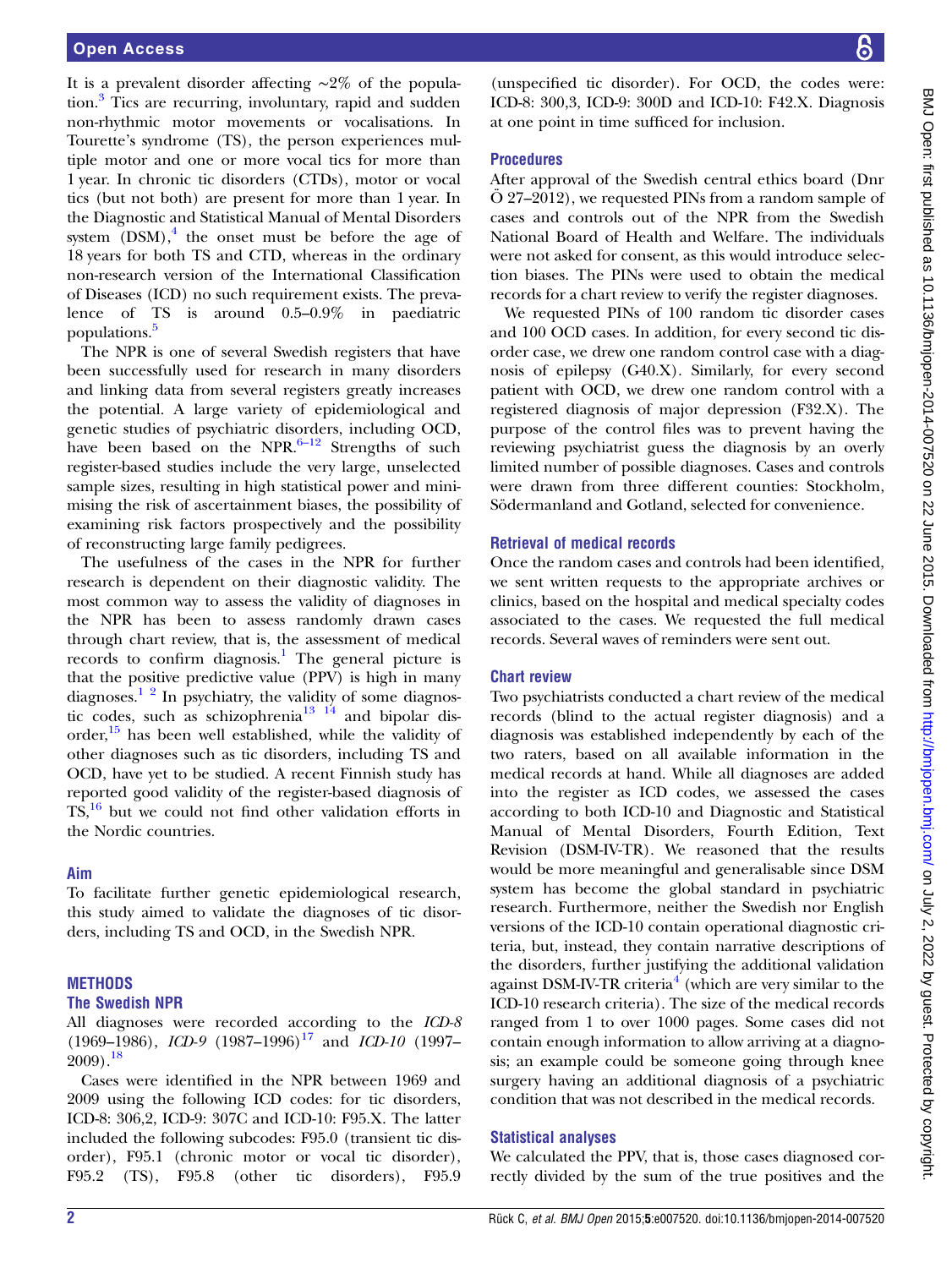It is a prevalent disorder affecting ∼2% of the population.[3] Tics are recurring, involuntary, rapid and sudden non-rhythmic motor movements or vocalisations. In Tourette's syndrome (TS), the person experiences multiple motor and one or more vocal tics for more than 1 year. In chronic tic disorders (CTDs), motor or vocal tics (but not both) are present for more than 1 year. In the Diagnostic and Statistical Manual of Mental Disorders system (DSM),[4] the onset must be before the age of 18 years for both TS and CTD, whereas in the ordinary non-research version of the International Classification of Diseases (ICD) no such requirement exists. The prevalence of TS is around 0.5–0.9% in paediatric populations.[5]

The NPR is one of several Swedish registers that have been successfully used for research in many disorders and linking data from several registers greatly increases the potential. A large variety of epidemiological and genetic studies of psychiatric disorders, including OCD, have been based on the NPR.[6–12] Strengths of such register-based studies include the very large, unselected sample sizes, resulting in high statistical power and minimising the risk of ascertainment biases, the possibility of examining risk factors prospectively and the possibility of reconstructing large family pedigrees.

The usefulness of the cases in the NPR for further research is dependent on their diagnostic validity. The most common way to assess the validity of diagnoses in the NPR has been to assess randomly drawn cases through chart review, that is, the assessment of medical records to confirm diagnosis.[1] The general picture is that the positive predictive value (PPV) is high in many diagnoses.[1,2] In psychiatry, the validity of some diagnostic codes, such as schizophrenia[13,14] and bipolar disorder,[15] has been well established, while the validity of other diagnoses such as tic disorders, including TS and OCD, have yet to be studied. A recent Finnish study has reported good validity of the register-based diagnosis of TS,[16] but we could not find other validation efforts in the Nordic countries.

### Aim

To facilitate further genetic epidemiological research, this study aimed to validate the diagnoses of tic disorders, including TS and OCD, in the Swedish NPR.

## METHODS

### The Swedish NPR

All diagnoses were recorded according to the *ICD-8* (1969–1986), *ICD-9* (1987–1996)[17] and *ICD-10* (1997–2009).[18]

Cases were identified in the NPR between 1969 and 2009 using the following ICD codes: for tic disorders, ICD-8: 306,2, ICD-9: 307C and ICD-10: F95.X. The latter included the following subcodes: F95.0 (transient tic disorder), F95.1 (chronic motor or vocal tic disorder), F95.2 (TS), F95.8 (other tic disorders), F95.9 (unspecified tic disorder). For OCD, the codes were: ICD-8: 300,3, ICD-9: 300D and ICD-10: F42.X. Diagnosis at one point in time sufficed for inclusion.

### Procedures

After approval of the Swedish central ethics board (Dnr Ö 27–2012), we requested PINs from a random sample of cases and controls out of the NPR from the Swedish National Board of Health and Welfare. The individuals were not asked for consent, as this would introduce selection biases. The PINs were used to obtain the medical records for a chart review to verify the register diagnoses.

We requested PINs of 100 random tic disorder cases and 100 OCD cases. In addition, for every second tic disorder case, we drew one random control case with a diagnosis of epilepsy (G40.X). Similarly, for every second patient with OCD, we drew one random control with a registered diagnosis of major depression (F32.X). The purpose of the control files was to prevent having the reviewing psychiatrist guess the diagnosis by an overly limited number of possible diagnoses. Cases and controls were drawn from three different counties: Stockholm, Södermanland and Gotland, selected for convenience.

### Retrieval of medical records

Once the random cases and controls had been identified, we sent written requests to the appropriate archives or clinics, based on the hospital and medical specialty codes associated to the cases. We requested the full medical records. Several waves of reminders were sent out.

### Chart review

Two psychiatrists conducted a chart review of the medical records (blind to the actual register diagnosis) and a diagnosis was established independently by each of the two raters, based on all available information in the medical records at hand. While all diagnoses are added into the register as ICD codes, we assessed the cases according to both ICD-10 and Diagnostic and Statistical Manual of Mental Disorders, Fourth Edition, Text Revision (DSM-IV-TR). We reasoned that the results would be more meaningful and generalisable since DSM system has become the global standard in psychiatric research. Furthermore, neither the Swedish nor English versions of the ICD-10 contain operational diagnostic criteria, but, instead, they contain narrative descriptions of the disorders, further justifying the additional validation against DSM-IV-TR criteria[4] (which are very similar to the ICD-10 research criteria). The size of the medical records ranged from 1 to over 1000 pages. Some cases did not contain enough information to allow arriving at a diagnosis; an example could be someone going through knee surgery having an additional diagnosis of a psychiatric condition that was not described in the medical records.

### Statistical analyses

We calculated the PPV, that is, those cases diagnosed correctly divided by the sum of the true positives and the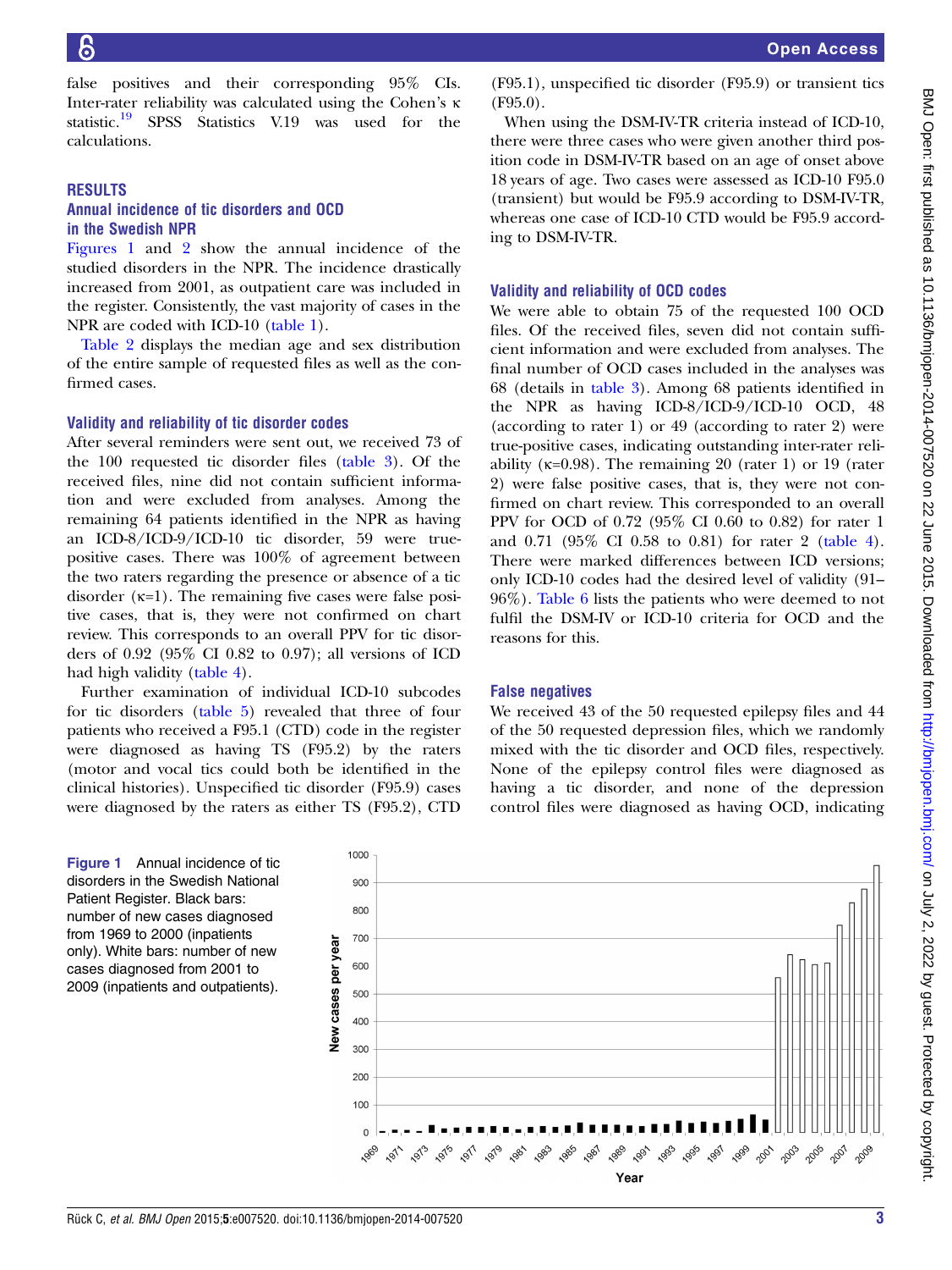false positives and their corresponding 95% CIs. Inter-rater reliability was calculated using the Cohen's κ statistic.[19] SPSS Statistics V.19 was used for the calculations.

## RESULTS

### Annual incidence of tic disorders and OCD in the Swedish NPR

Figures 1 and 2 show the annual incidence of the studied disorders in the NPR. The incidence drastically increased from 2001, as outpatient care was included in the register. Consistently, the vast majority of cases in the NPR are coded with ICD-10 (table 1).

Table 2 displays the median age and sex distribution of the entire sample of requested files as well as the confirmed cases.

### Validity and reliability of tic disorder codes

After several reminders were sent out, we received 73 of the 100 requested tic disorder files (table 3). Of the received files, nine did not contain sufficient information and were excluded from analyses. Among the remaining 64 patients identified in the NPR as having an ICD-8/ICD-9/ICD-10 tic disorder, 59 were true-positive cases. There was 100% of agreement between the two raters regarding the presence or absence of a tic disorder (κ=1). The remaining five cases were false positive cases, that is, they were not confirmed on chart review. This corresponds to an overall PPV for tic disorders of 0.92 (95% CI 0.82 to 0.97); all versions of ICD had high validity (table 4).

Further examination of individual ICD-10 subcodes for tic disorders (table 5) revealed that three of four patients who received a F95.1 (CTD) code in the register were diagnosed as having TS (F95.2) by the raters (motor and vocal tics could both be identified in the clinical histories). Unspecified tic disorder (F95.9) cases were diagnosed by the raters as either TS (F95.2), CTD (F95.1), unspecified tic disorder (F95.9) or transient tics (F95.0).

When using the DSM-IV-TR criteria instead of ICD-10, there were three cases who were given another third position code in DSM-IV-TR based on an age of onset above 18 years of age. Two cases were assessed as ICD-10 F95.0 (transient) but would be F95.9 according to DSM-IV-TR, whereas one case of ICD-10 CTD would be F95.9 according to DSM-IV-TR.

### Validity and reliability of OCD codes

We were able to obtain 75 of the requested 100 OCD files. Of the received files, seven did not contain sufficient information and were excluded from analyses. The final number of OCD cases included in the analyses was 68 (details in table 3). Among 68 patients identified in the NPR as having ICD-8/ICD-9/ICD-10 OCD, 48 (according to rater 1) or 49 (according to rater 2) were true-positive cases, indicating outstanding inter-rater reliability (κ=0.98). The remaining 20 (rater 1) or 19 (rater 2) were false positive cases, that is, they were not confirmed on chart review. This corresponded to an overall PPV for OCD of 0.72 (95% CI 0.60 to 0.82) for rater 1 and 0.71 (95% CI 0.58 to 0.81) for rater 2 (table 4). There were marked differences between ICD versions; only ICD-10 codes had the desired level of validity (91–96%). Table 6 lists the patients who were deemed to not fulfil the DSM-IV or ICD-10 criteria for OCD and the reasons for this.

### False negatives

We received 43 of the 50 requested epilepsy files and 44 of the 50 requested depression files, which we randomly mixed with the tic disorder and OCD files, respectively. None of the epilepsy control files were diagnosed as having a tic disorder, and none of the depression control files were diagnosed as having OCD, indicating

New cases per year
0 100 200 300 400 500 600 700 800 900 1000
Year
1969 1971 1973 1975 1977 1979 1981 1983 1985 1987 1989 1991 1993 1995 1997 1999 2001 2003 2005 2007 2009

**Figure 1** Annual incidence of tic disorders in the Swedish National Patient Register. Black bars: number of new cases diagnosed from 1969 to 2000 (inpatients only). White bars: number of new cases diagnosed from 2001 to 2009 (inpatients and outpatients).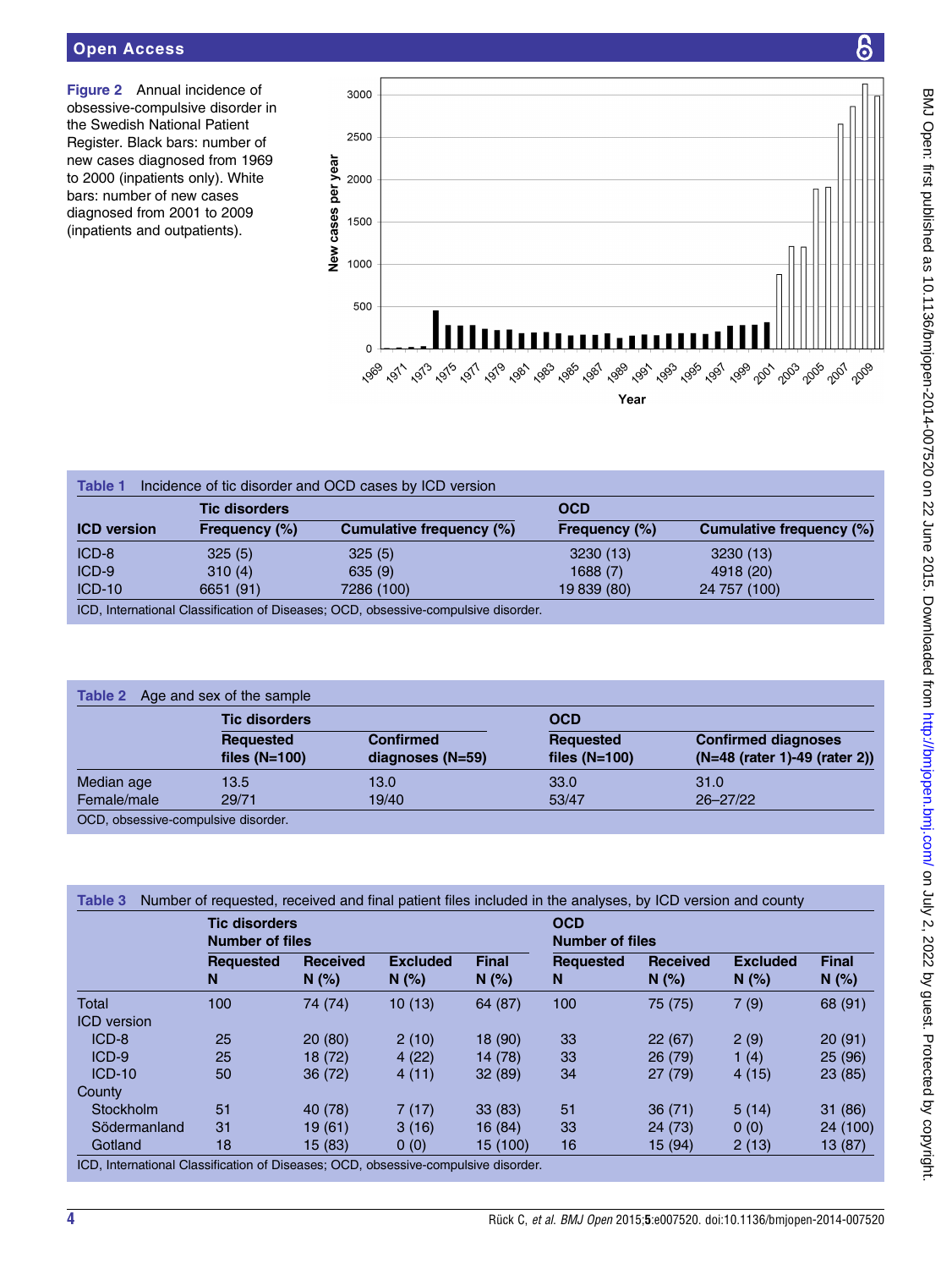**Figure 2** Annual incidence of obsessive-compulsive disorder in the Swedish National Patient Register. Black bars: number of new cases diagnosed from 1969 to 2000 (inpatients only). White bars: number of new cases diagnosed from 2001 to 2009 (inpatients and outpatients).

New cases per year

3000
2500
2000
1500
1000
500
0

1969 1971 1973 1975 1977 1979 1981 1983 1985 1987 1989 1991 1993 1995 1997 1999 2001 2003 2005 2007 2009

Year

**Table 1** Incidence of tic disorder and OCD cases by ICD version

| ICD version | Tic disorders Frequency (%) | Tic disorders Cumulative frequency (%) | OCD Frequency (%) | OCD Cumulative frequency (%) |
|---|---|---|---|---|
| ICD-8 | 325 (5) | 325 (5) | 3230 (13) | 3230 (13) |
| ICD-9 | 310 (4) | 635 (9) | 1688 (7) | 4918 (20) |
| ICD-10 | 6651 (91) | 7286 (100) | 19 839 (80) | 24 757 (100) |

ICD, International Classification of Diseases; OCD, obsessive-compulsive disorder.

**Table 2** Age and sex of the sample

| | Tic disorders | | OCD | |
|---|---|---|---|---|
| | Requested files (N=100) | Confirmed diagnoses (N=59) | Requested files (N=100) | Confirmed diagnoses (N=48 (rater 1)-49 (rater 2)) |
| Median age | 13.5 | 13.0 | 33.0 | 31.0 |
| Female/male | 29/71 | 19/40 | 53/47 | 26–27/22 |

OCD, obsessive-compulsive disorder.

**Table 3** Number of requested, received and final patient files included in the analyses, by ICD version and county

| | Tic disorders Number of files | | | | OCD Number of files | | | |
|---|---|---|---|---|---|---|---|---|
| | Requested N | Received N (%) | Excluded N (%) | Final N (%) | Requested N | Received N (%) | Excluded N (%) | Final N (%) |
| Total | 100 | 74 (74) | 10 (13) | 64 (87) | 100 | 75 (75) | 7 (9) | 68 (91) |
| ICD version | | | | | | | | |
| ICD-8 | 25 | 20 (80) | 2 (10) | 18 (90) | 33 | 22 (67) | 2 (9) | 20 (91) |
| ICD-9 | 25 | 18 (72) | 4 (22) | 14 (78) | 33 | 26 (79) | 1 (4) | 25 (96) |
| ICD-10 | 50 | 36 (72) | 4 (11) | 32 (89) | 34 | 27 (79) | 4 (15) | 23 (85) |
| County | | | | | | | | |
| Stockholm | 51 | 40 (78) | 7 (17) | 33 (83) | 51 | 36 (71) | 5 (14) | 31 (86) |
| Södermanland | 31 | 19 (61) | 3 (16) | 16 (84) | 33 | 24 (73) | 0 (0) | 24 (100) |
| Gotland | 18 | 15 (83) | 0 (0) | 15 (100) | 16 | 15 (94) | 2 (13) | 13 (87) |

ICD, International Classification of Diseases; OCD, obsessive-compulsive disorder.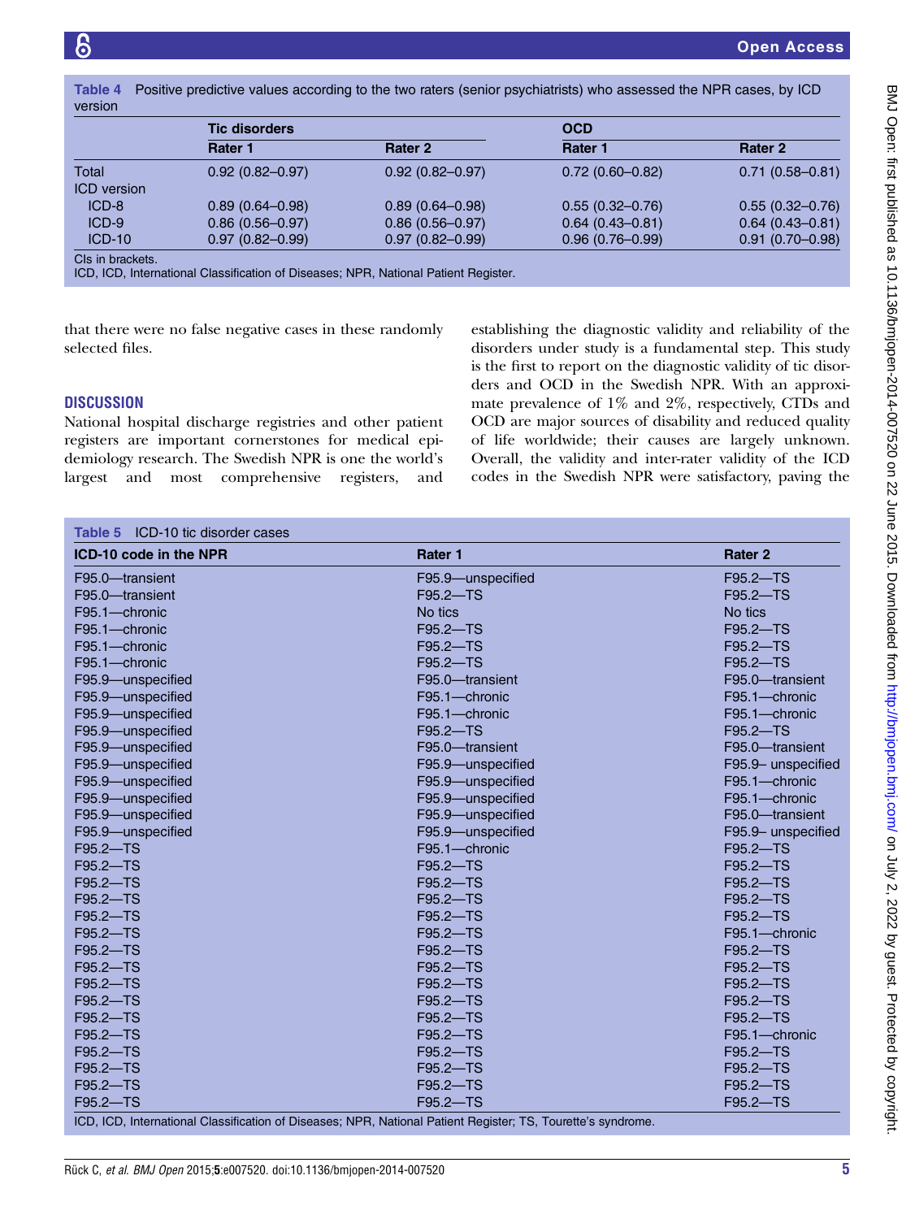Table 4 Positive predictive values according to the two raters (senior psychiatrists) who assessed the NPR cases, by ICD version

| | Tic disorders | | OCD | |
|---|---|---|---|---|
| | Rater 1 | Rater 2 | Rater 1 | Rater 2 |
| Total | 0.92 (0.82–0.97) | 0.92 (0.82–0.97) | 0.72 (0.60–0.82) | 0.71 (0.58–0.81) |
| ICD version | | | | |
| ICD-8 | 0.89 (0.64–0.98) | 0.89 (0.64–0.98) | 0.55 (0.32–0.76) | 0.55 (0.32–0.76) |
| ICD-9 | 0.86 (0.56–0.97) | 0.86 (0.56–0.97) | 0.64 (0.43–0.81) | 0.64 (0.43–0.81) |
| ICD-10 | 0.97 (0.82–0.99) | 0.97 (0.82–0.99) | 0.96 (0.76–0.99) | 0.91 (0.70–0.98) |

CIs in brackets.
ICD, ICD, International Classification of Diseases; NPR, National Patient Register.

that there were no false negative cases in these randomly selected files.

## DISCUSSION

National hospital discharge registries and other patient registers are important cornerstones for medical epidemiology research. The Swedish NPR is one the world's largest and most comprehensive registers, and establishing the diagnostic validity and reliability of the disorders under study is a fundamental step. This study is the first to report on the diagnostic validity of tic disorders and OCD in the Swedish NPR. With an approximate prevalence of 1% and 2%, respectively, CTDs and OCD are major sources of disability and reduced quality of life worldwide; their causes are largely unknown. Overall, the validity and inter-rater validity of the ICD codes in the Swedish NPR were satisfactory, paving the

Table 5 ICD-10 tic disorder cases

| ICD-10 code in the NPR | Rater 1 | Rater 2 |
|---|---|---|
| F95.0—transient | F95.9—unspecified | F95.2—TS |
| F95.0—transient | F95.2—TS | F95.2—TS |
| F95.1—chronic | No tics | No tics |
| F95.1—chronic | F95.2—TS | F95.2—TS |
| F95.1—chronic | F95.2—TS | F95.2—TS |
| F95.1—chronic | F95.2—TS | F95.2—TS |
| F95.9—unspecified | F95.0—transient | F95.0—transient |
| F95.9—unspecified | F95.1—chronic | F95.1—chronic |
| F95.9—unspecified | F95.1—chronic | F95.1—chronic |
| F95.9—unspecified | F95.2—TS | F95.2—TS |
| F95.9—unspecified | F95.0—transient | F95.0—transient |
| F95.9—unspecified | F95.9—unspecified | F95.9– unspecified |
| F95.9—unspecified | F95.9—unspecified | F95.1—chronic |
| F95.9—unspecified | F95.9—unspecified | F95.1—chronic |
| F95.9—unspecified | F95.9—unspecified | F95.0—transient |
| F95.9—unspecified | F95.9—unspecified | F95.9– unspecified |
| F95.2—TS | F95.1—chronic | F95.2—TS |
| F95.2—TS | F95.2—TS | F95.2—TS |
| F95.2—TS | F95.2—TS | F95.2—TS |
| F95.2—TS | F95.2—TS | F95.2—TS |
| F95.2—TS | F95.2—TS | F95.2—TS |
| F95.2—TS | F95.2—TS | F95.1—chronic |
| F95.2—TS | F95.2—TS | F95.2—TS |
| F95.2—TS | F95.2—TS | F95.2—TS |
| F95.2—TS | F95.2—TS | F95.2—TS |
| F95.2—TS | F95.2—TS | F95.2—TS |
| F95.2—TS | F95.2—TS | F95.2—TS |
| F95.2—TS | F95.2—TS | F95.1—chronic |
| F95.2—TS | F95.2—TS | F95.2—TS |
| F95.2—TS | F95.2—TS | F95.2—TS |
| F95.2—TS | F95.2—TS | F95.2—TS |
| F95.2—TS | F95.2—TS | F95.2—TS |

ICD, ICD, International Classification of Diseases; NPR, National Patient Register; TS, Tourette's syndrome.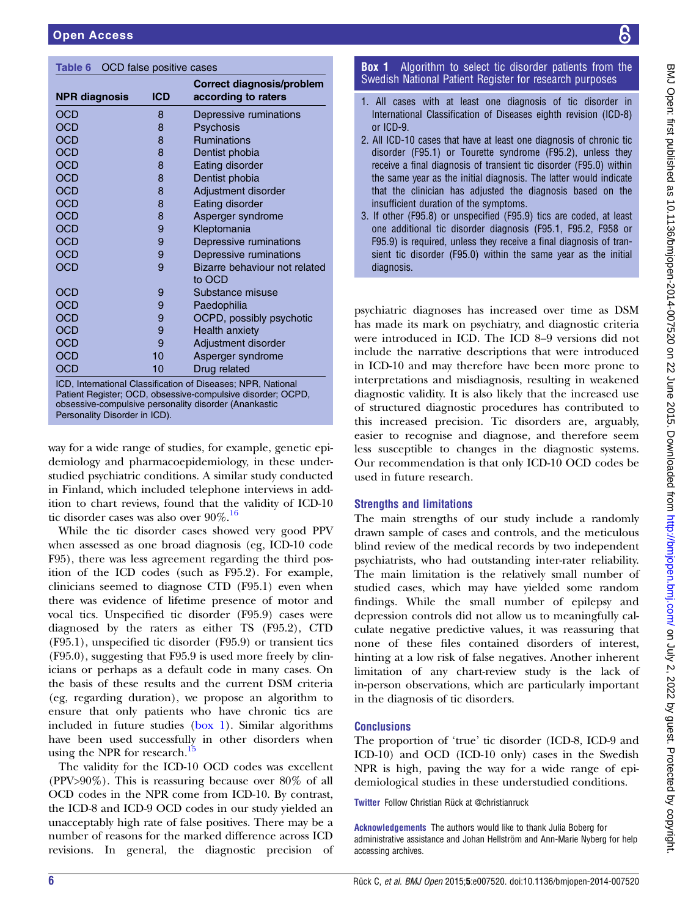**Table 6** OCD false positive cases

| NPR diagnosis | ICD | Correct diagnosis/problem according to raters |
|---|---|---|
| OCD | 8 | Depressive ruminations |
| OCD | 8 | Psychosis |
| OCD | 8 | Ruminations |
| OCD | 8 | Dentist phobia |
| OCD | 8 | Eating disorder |
| OCD | 8 | Dentist phobia |
| OCD | 8 | Adjustment disorder |
| OCD | 8 | Eating disorder |
| OCD | 8 | Asperger syndrome |
| OCD | 9 | Kleptomania |
| OCD | 9 | Depressive ruminations |
| OCD | 9 | Depressive ruminations |
| OCD | 9 | Bizarre behaviour not related to OCD |
| OCD | 9 | Substance misuse |
| OCD | 9 | Paedophilia |
| OCD | 9 | OCPD, possibly psychotic |
| OCD | 9 | Health anxiety |
| OCD | 9 | Adjustment disorder |
| OCD | 10 | Asperger syndrome |
| OCD | 10 | Drug related |

ICD, International Classification of Diseases; NPR, National Patient Register; OCD, obsessive-compulsive disorder; OCPD, obsessive-compulsive personality disorder (Anankastic Personality Disorder in ICD).

way for a wide range of studies, for example, genetic epidemiology and pharmacoepidemiology, in these understudied psychiatric conditions. A similar study conducted in Finland, which included telephone interviews in addition to chart reviews, found that the validity of ICD-10 tic disorder cases was also over 90%.[16]

While the tic disorder cases showed very good PPV when assessed as one broad diagnosis (eg, ICD-10 code F95), there was less agreement regarding the third position of the ICD codes (such as F95.2). For example, clinicians seemed to diagnose CTD (F95.1) even when there was evidence of lifetime presence of motor and vocal tics. Unspecified tic disorder (F95.9) cases were diagnosed by the raters as either TS (F95.2), CTD (F95.1), unspecified tic disorder (F95.9) or transient tics (F95.0), suggesting that F95.9 is used more freely by clinicians or perhaps as a default code in many cases. On the basis of these results and the current DSM criteria (eg, regarding duration), we propose an algorithm to ensure that only patients who have chronic tics are included in future studies (box 1). Similar algorithms have been used successfully in other disorders when using the NPR for research.[15]

The validity for the ICD-10 OCD codes was excellent (PPV>90%). This is reassuring because over 80% of all OCD codes in the NPR come from ICD-10. By contrast, the ICD-8 and ICD-9 OCD codes in our study yielded an unacceptably high rate of false positives. There may be a number of reasons for the marked difference across ICD revisions. In general, the diagnostic precision of psychiatric diagnoses has increased over time as DSM has made its mark on psychiatry, and diagnostic criteria were introduced in ICD. The ICD 8–9 versions did not include the narrative descriptions that were introduced in ICD-10 and may therefore have been more prone to interpretations and misdiagnosis, resulting in weakened diagnostic validity. It is also likely that the increased use of structured diagnostic procedures has contributed to this increased precision. Tic disorders are, arguably, easier to recognise and diagnose, and therefore seem less susceptible to changes in the diagnostic systems. Our recommendation is that only ICD-10 OCD codes be used in future research.

**Box 1** Algorithm to select tic disorder patients from the Swedish National Patient Register for research purposes

1. All cases with at least one diagnosis of tic disorder in International Classification of Diseases eighth revision (ICD-8) or ICD-9.
2. All ICD-10 cases that have at least one diagnosis of chronic tic disorder (F95.1) or Tourette syndrome (F95.2), unless they receive a final diagnosis of transient tic disorder (F95.0) within the same year as the initial diagnosis. The latter would indicate that the clinician has adjusted the diagnosis based on the insufficient duration of the symptoms.
3. If other (F95.8) or unspecified (F95.9) tics are coded, at least one additional tic disorder diagnosis (F95.1, F95.2, F958 or F95.9) is required, unless they receive a final diagnosis of transient tic disorder (F95.0) within the same year as the initial diagnosis.

## Strengths and limitations

The main strengths of our study include a randomly drawn sample of cases and controls, and the meticulous blind review of the medical records by two independent psychiatrists, who had outstanding inter-rater reliability. The main limitation is the relatively small number of studied cases, which may have yielded some random findings. While the small number of epilepsy and depression controls did not allow us to meaningfully calculate negative predictive values, it was reassuring that none of these files contained disorders of interest, hinting at a low risk of false negatives. Another inherent limitation of any chart-review study is the lack of in-person observations, which are particularly important in the diagnosis of tic disorders.

## Conclusions

The proportion of 'true' tic disorder (ICD-8, ICD-9 and ICD-10) and OCD (ICD-10 only) cases in the Swedish NPR is high, paving the way for a wide range of epidemiological studies in these understudied conditions.

**Twitter** Follow Christian Rück at @christianruck

**Acknowledgements** The authors would like to thank Julia Boberg for administrative assistance and Johan Hellström and Ann-Marie Nyberg for help accessing archives.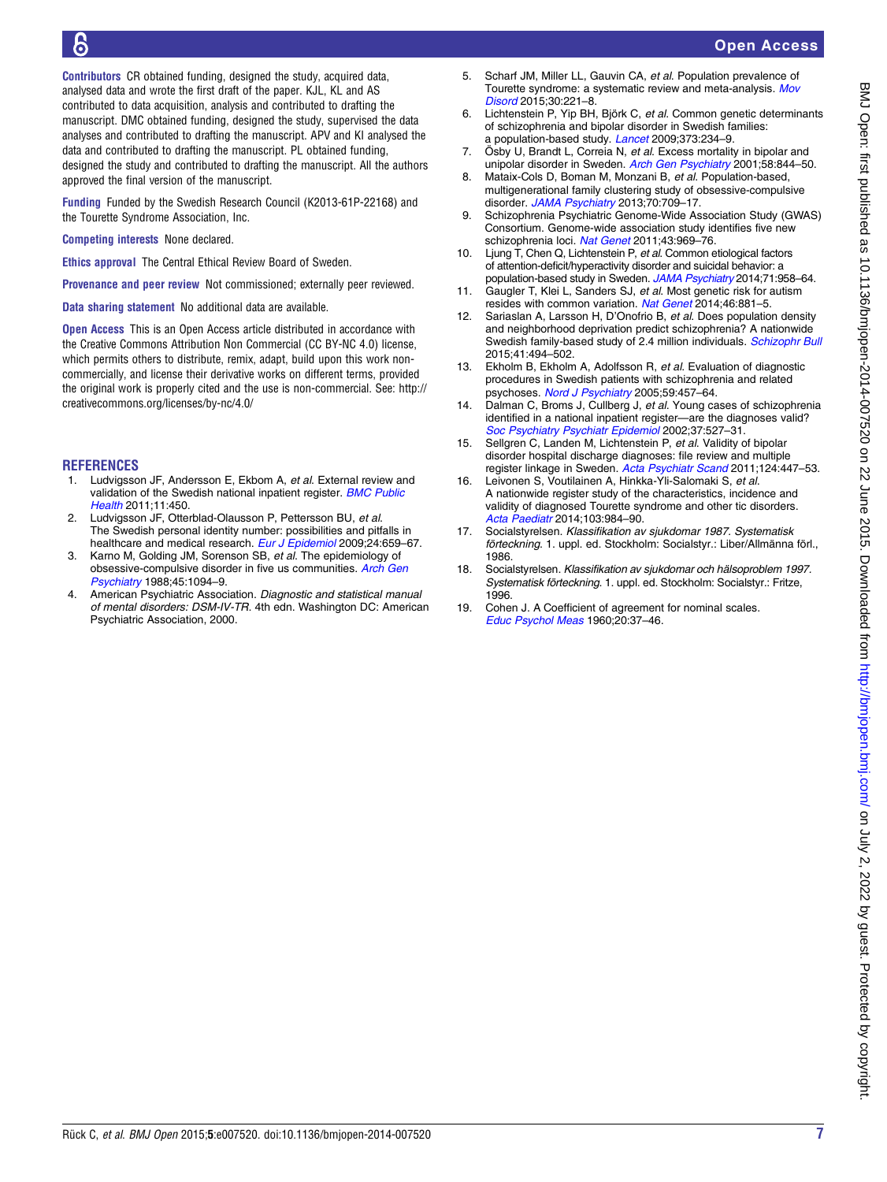**Contributors** CR obtained funding, designed the study, acquired data, analysed data and wrote the first draft of the paper. KJL, KL and AS contributed to data acquisition, analysis and contributed to drafting the manuscript. DMC obtained funding, designed the study, supervised the data analyses and contributed to drafting the manuscript. APV and KI analysed the data and contributed to drafting the manuscript. PL obtained funding, designed the study and contributed to drafting the manuscript. All the authors approved the final version of the manuscript.

**Funding** Funded by the Swedish Research Council (K2013-61P-22168) and the Tourette Syndrome Association, Inc.

**Competing interests** None declared.

**Ethics approval** The Central Ethical Review Board of Sweden.

**Provenance and peer review** Not commissioned; externally peer reviewed.

**Data sharing statement** No additional data are available.

**Open Access** This is an Open Access article distributed in accordance with the Creative Commons Attribution Non Commercial (CC BY-NC 4.0) license, which permits others to distribute, remix, adapt, build upon this work non-commercially, and license their derivative works on different terms, provided the original work is properly cited and the use is non-commercial. See: http://creativecommons.org/licenses/by-nc/4.0/

## REFERENCES

1. Ludvigsson JF, Andersson E, Ekbom A, *et al*. External review and validation of the Swedish national inpatient register. *BMC Public Health* 2011;11:450.
2. Ludvigsson JF, Otterblad-Olausson P, Pettersson BU, *et al*. The Swedish personal identity number: possibilities and pitfalls in healthcare and medical research. *Eur J Epidemiol* 2009;24:659–67.
3. Karno M, Golding JM, Sorenson SB, *et al*. The epidemiology of obsessive-compulsive disorder in five us communities. *Arch Gen Psychiatry* 1988;45:1094–9.
4. American Psychiatric Association. *Diagnostic and statistical manual of mental disorders: DSM-IV-TR*. 4th edn. Washington DC: American Psychiatric Association, 2000.
5. Scharf JM, Miller LL, Gauvin CA, *et al*. Population prevalence of Tourette syndrome: a systematic review and meta-analysis. *Mov Disord* 2015;30:221–8.
6. Lichtenstein P, Yip BH, Björk C, *et al*. Common genetic determinants of schizophrenia and bipolar disorder in Swedish families: a population-based study. *Lancet* 2009;373:234–9.
7. Ösby U, Brandt L, Correia N, *et al*. Excess mortality in bipolar and unipolar disorder in Sweden. *Arch Gen Psychiatry* 2001;58:844–50.
8. Mataix-Cols D, Boman M, Monzani B, *et al*. Population-based, multigenerational family clustering study of obsessive-compulsive disorder. *JAMA Psychiatry* 2013;70:709–17.
9. Schizophrenia Psychiatric Genome-Wide Association Study (GWAS) Consortium. Genome-wide association study identifies five new schizophrenia loci. *Nat Genet* 2011;43:969–76.
10. Ljung T, Chen Q, Lichtenstein P, *et al*. Common etiological factors of attention-deficit/hyperactivity disorder and suicidal behavior: a population-based study in Sweden. *JAMA Psychiatry* 2014;71:958–64.
11. Gaugler T, Klei L, Sanders SJ, *et al*. Most genetic risk for autism resides with common variation. *Nat Genet* 2014;46:881–5.
12. Sariaslan A, Larsson H, D'Onofrio B, *et al*. Does population density and neighborhood deprivation predict schizophrenia? A nationwide Swedish family-based study of 2.4 million individuals. *Schizophr Bull* 2015;41:494–502.
13. Ekholm B, Ekholm A, Adolfsson R, *et al*. Evaluation of diagnostic procedures in Swedish patients with schizophrenia and related psychoses. *Nord J Psychiatry* 2005;59:457–64.
14. Dalman C, Broms J, Cullberg J, *et al*. Young cases of schizophrenia identified in a national inpatient register—are the diagnoses valid? *Soc Psychiatry Psychiatr Epidemiol* 2002;37:527–31.
15. Sellgren C, Landen M, Lichtenstein P, *et al*. Validity of bipolar disorder hospital discharge diagnoses: file review and multiple register linkage in Sweden. *Acta Psychiatr Scand* 2011;124:447–53.
16. Leivonen S, Voutilainen A, Hinkka-Yli-Salomaki S, *et al*. A nationwide register study of the characteristics, incidence and validity of diagnosed Tourette syndrome and other tic disorders. *Acta Paediatr* 2014;103:984–90.
17. Socialstyrelsen. *Klassifikation av sjukdomar 1987. Systematisk förteckning*. 1. uppl. ed. Stockholm: Socialstyr.: Liber/Allmänna förl., 1986.
18. Socialstyrelsen. *Klassifikation av sjukdomar och hälsoproblem 1997. Systematisk förteckning*. 1. uppl. ed. Stockholm: Socialstyr.: Fritze, 1996.
19. Cohen J. A Coefficient of agreement for nominal scales. *Educ Psychol Meas* 1960;20:37–46.